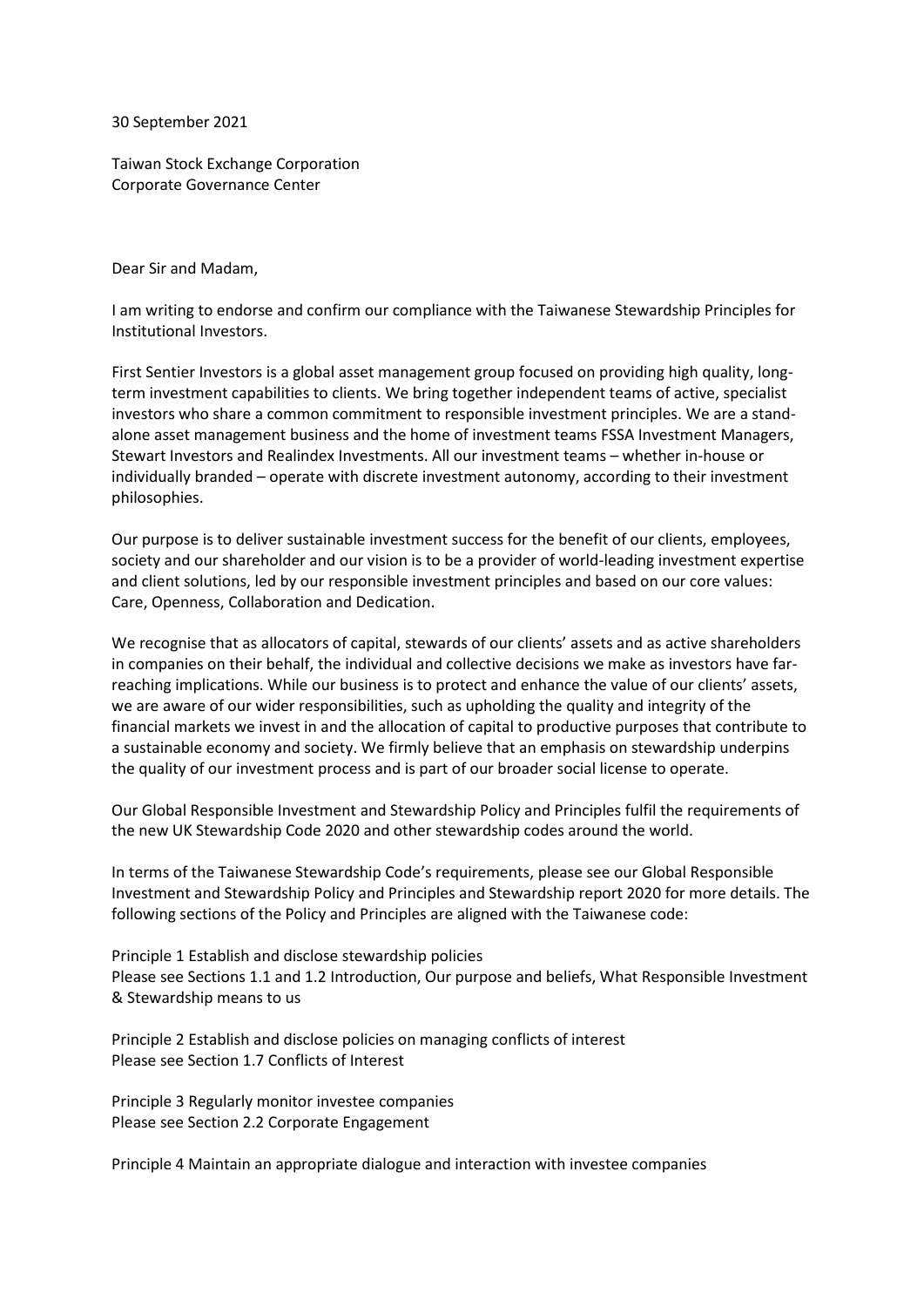30 September 2021

Taiwan Stock Exchange Corporation
Corporate Governance Center

Dear Sir and Madam,

I am writing to endorse and confirm our compliance with the Taiwanese Stewardship Principles for Institutional Investors.

First Sentier Investors is a global asset management group focused on providing high quality, long-term investment capabilities to clients. We bring together independent teams of active, specialist investors who share a common commitment to responsible investment principles. We are a stand-alone asset management business and the home of investment teams FSSA Investment Managers, Stewart Investors and Realindex Investments. All our investment teams – whether in-house or individually branded – operate with discrete investment autonomy, according to their investment philosophies.

Our purpose is to deliver sustainable investment success for the benefit of our clients, employees, society and our shareholder and our vision is to be a provider of world-leading investment expertise and client solutions, led by our responsible investment principles and based on our core values: Care, Openness, Collaboration and Dedication.

We recognise that as allocators of capital, stewards of our clients' assets and as active shareholders in companies on their behalf, the individual and collective decisions we make as investors have far-reaching implications. While our business is to protect and enhance the value of our clients' assets, we are aware of our wider responsibilities, such as upholding the quality and integrity of the financial markets we invest in and the allocation of capital to productive purposes that contribute to a sustainable economy and society. We firmly believe that an emphasis on stewardship underpins the quality of our investment process and is part of our broader social license to operate.

Our Global Responsible Investment and Stewardship Policy and Principles fulfil the requirements of the new UK Stewardship Code 2020 and other stewardship codes around the world.

In terms of the Taiwanese Stewardship Code's requirements, please see our Global Responsible Investment and Stewardship Policy and Principles and Stewardship report 2020 for more details. The following sections of the Policy and Principles are aligned with the Taiwanese code:

Principle 1 Establish and disclose stewardship policies
Please see Sections 1.1 and 1.2 Introduction, Our purpose and beliefs, What Responsible Investment & Stewardship means to us

Principle 2 Establish and disclose policies on managing conflicts of interest
Please see Section 1.7 Conflicts of Interest

Principle 3 Regularly monitor investee companies
Please see Section 2.2 Corporate Engagement

Principle 4 Maintain an appropriate dialogue and interaction with investee companies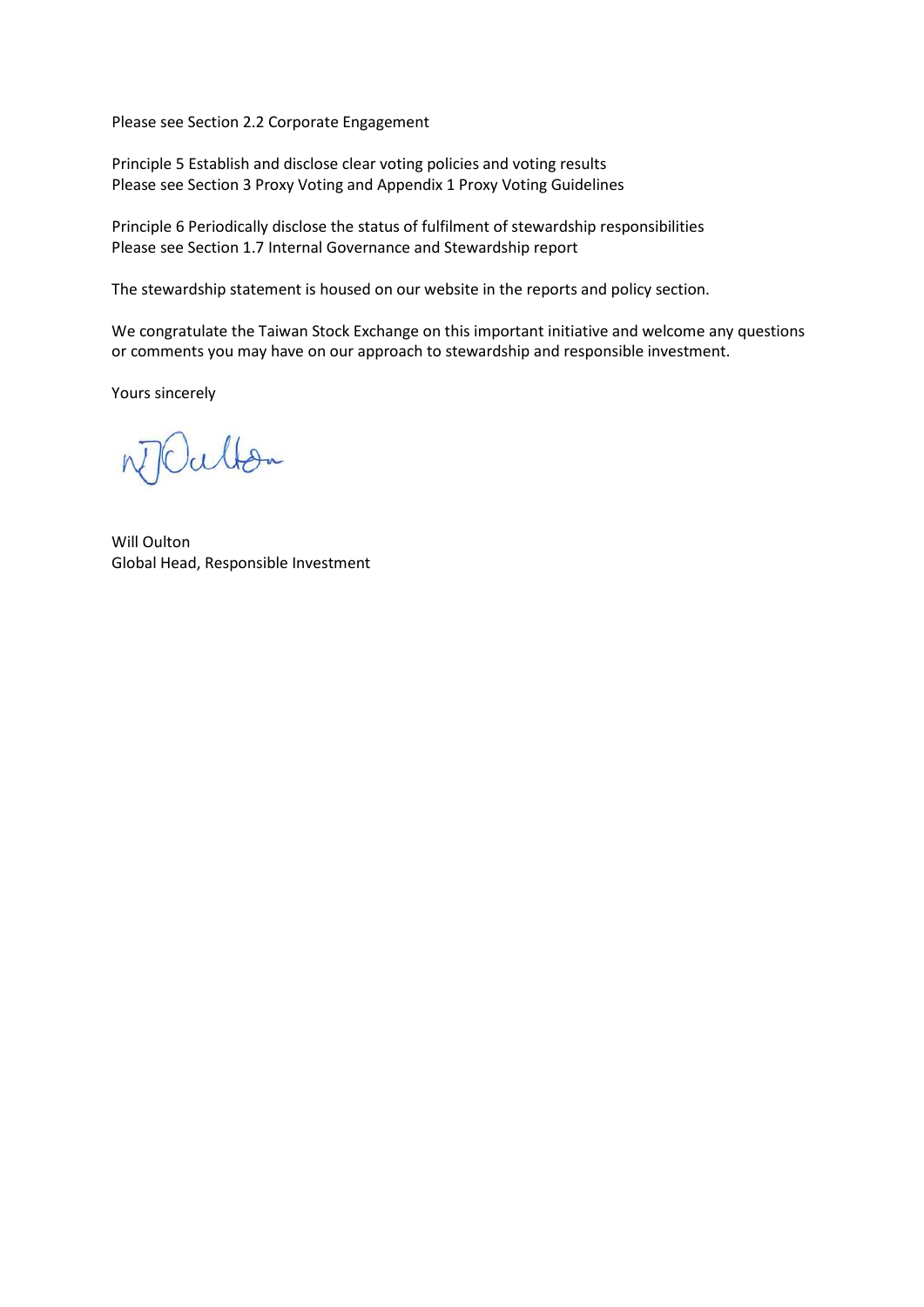Please see Section 2.2 Corporate Engagement

Principle 5 Establish and disclose clear voting policies and voting results
Please see Section 3 Proxy Voting and Appendix 1 Proxy Voting Guidelines

Principle 6 Periodically disclose the status of fulfilment of stewardship responsibilities
Please see Section 1.7 Internal Governance and Stewardship report

The stewardship statement is housed on our website in the reports and policy section.

We congratulate the Taiwan Stock Exchange on this important initiative and welcome any questions or comments you may have on our approach to stewardship and responsible investment.

Yours sincerely

Will Oulton
Global Head, Responsible Investment